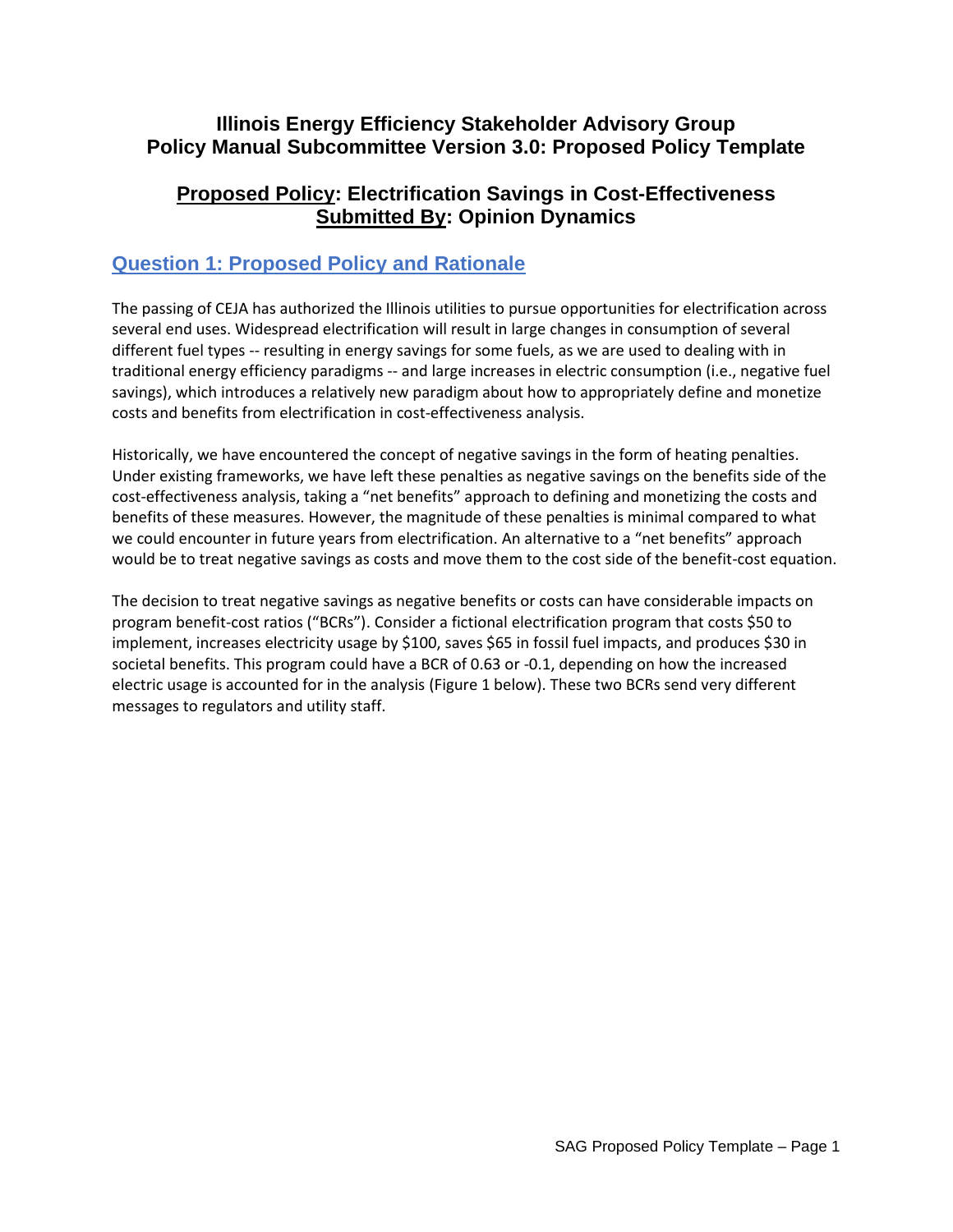# Illinois Energy Efficiency Stakeholder Advisory Group
# Policy Manual Subcommittee Version 3.0: Proposed Policy Template

## Proposed Policy: Electrification Savings in Cost-Effectiveness
## Submitted By: Opinion Dynamics

## Question 1: Proposed Policy and Rationale

The passing of CEJA has authorized the Illinois utilities to pursue opportunities for electrification across several end uses. Widespread electrification will result in large changes in consumption of several different fuel types -- resulting in energy savings for some fuels, as we are used to dealing with in traditional energy efficiency paradigms -- and large increases in electric consumption (i.e., negative fuel savings), which introduces a relatively new paradigm about how to appropriately define and monetize costs and benefits from electrification in cost-effectiveness analysis.

Historically, we have encountered the concept of negative savings in the form of heating penalties. Under existing frameworks, we have left these penalties as negative savings on the benefits side of the cost-effectiveness analysis, taking a "net benefits" approach to defining and monetizing the costs and benefits of these measures. However, the magnitude of these penalties is minimal compared to what we could encounter in future years from electrification. An alternative to a "net benefits" approach would be to treat negative savings as costs and move them to the cost side of the benefit-cost equation.

The decision to treat negative savings as negative benefits or costs can have considerable impacts on program benefit-cost ratios ("BCRs"). Consider a fictional electrification program that costs $50 to implement, increases electricity usage by $100, saves $65 in fossil fuel impacts, and produces $30 in societal benefits. This program could have a BCR of 0.63 or -0.1, depending on how the increased electric usage is accounted for in the analysis (Figure 1 below). These two BCRs send very different messages to regulators and utility staff.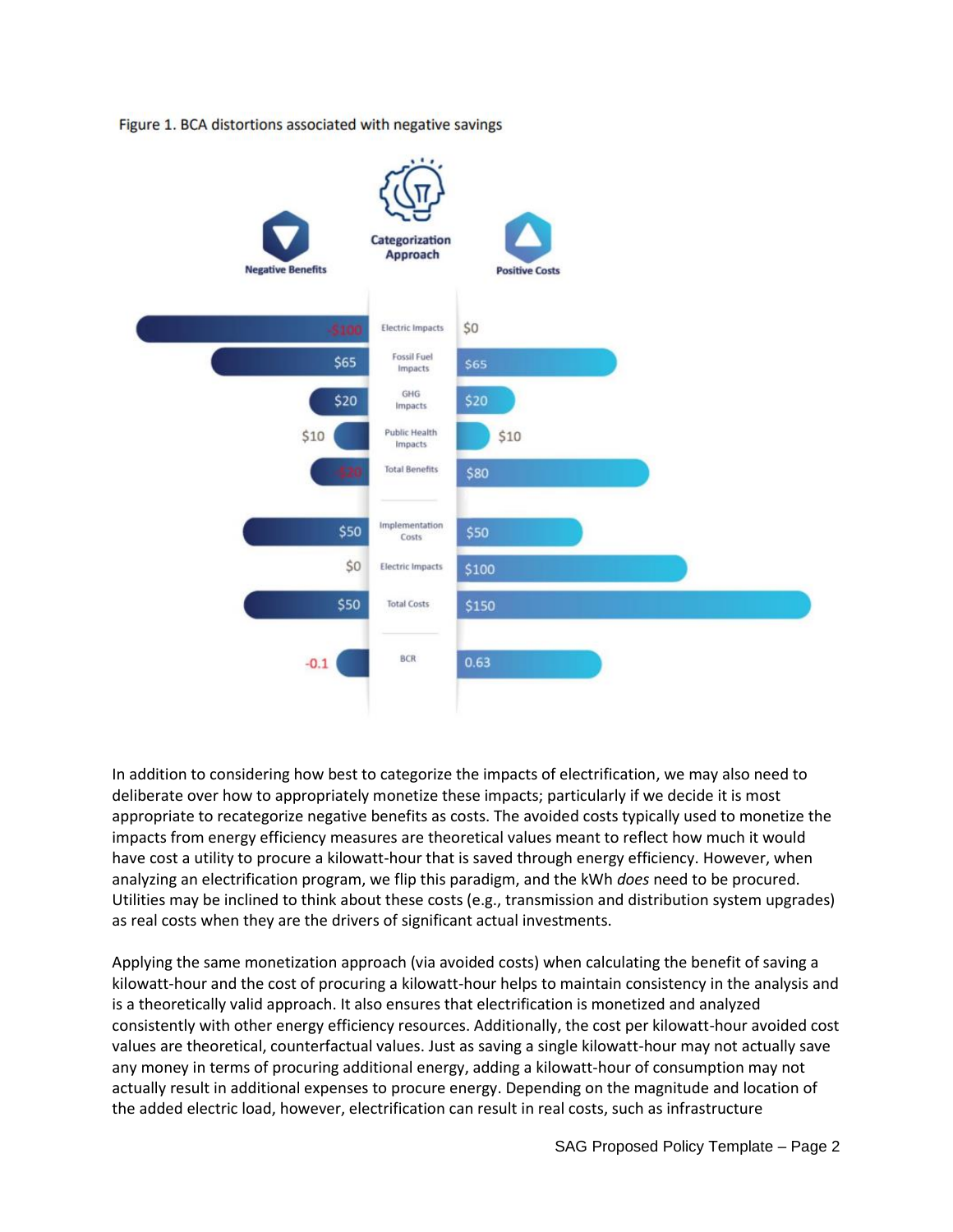Figure 1. BCA distortions associated with negative savings

| Categorization Approach | Negative Benefits | Positive Costs |
|---|---|---|
| Electric Impacts | -$100 | $0 |
| Fossil Fuel Impacts | $65 | $65 |
| GHG Impacts | $20 | $20 |
| Public Health Impacts | $10 | $10 |
| Total Benefits | -$20 | $80 |
| Implementation Costs | $50 | $50 |
| Electric Impacts | $0 | $100 |
| Total Costs | $50 | $150 |
| BCR | -0.1 | 0.63 |

In addition to considering how best to categorize the impacts of electrification, we may also need to deliberate over how to appropriately monetize these impacts; particularly if we decide it is most appropriate to recategorize negative benefits as costs. The avoided costs typically used to monetize the impacts from energy efficiency measures are theoretical values meant to reflect how much it would have cost a utility to procure a kilowatt-hour that is saved through energy efficiency. However, when analyzing an electrification program, we flip this paradigm, and the kWh *does* need to be procured. Utilities may be inclined to think about these costs (e.g., transmission and distribution system upgrades) as real costs when they are the drivers of significant actual investments.

Applying the same monetization approach (via avoided costs) when calculating the benefit of saving a kilowatt-hour and the cost of procuring a kilowatt-hour helps to maintain consistency in the analysis and is a theoretically valid approach. It also ensures that electrification is monetized and analyzed consistently with other energy efficiency resources. Additionally, the cost per kilowatt-hour avoided cost values are theoretical, counterfactual values. Just as saving a single kilowatt-hour may not actually save any money in terms of procuring additional energy, adding a kilowatt-hour of consumption may not actually result in additional expenses to procure energy. Depending on the magnitude and location of the added electric load, however, electrification can result in real costs, such as infrastructure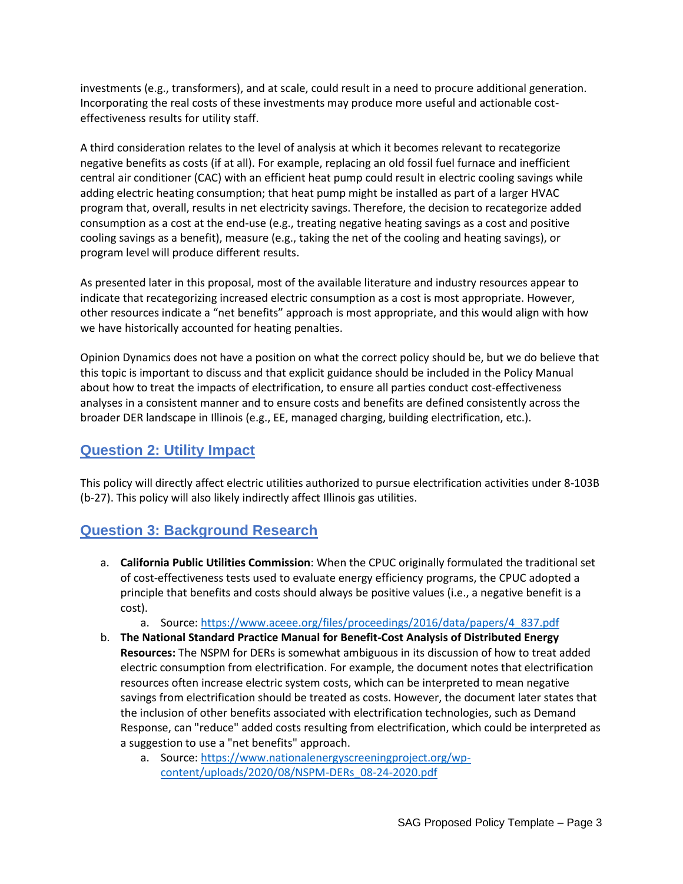investments (e.g., transformers), and at scale, could result in a need to procure additional generation. Incorporating the real costs of these investments may produce more useful and actionable cost-effectiveness results for utility staff.

A third consideration relates to the level of analysis at which it becomes relevant to recategorize negative benefits as costs (if at all). For example, replacing an old fossil fuel furnace and inefficient central air conditioner (CAC) with an efficient heat pump could result in electric cooling savings while adding electric heating consumption; that heat pump might be installed as part of a larger HVAC program that, overall, results in net electricity savings. Therefore, the decision to recategorize added consumption as a cost at the end-use (e.g., treating negative heating savings as a cost and positive cooling savings as a benefit), measure (e.g., taking the net of the cooling and heating savings), or program level will produce different results.

As presented later in this proposal, most of the available literature and industry resources appear to indicate that recategorizing increased electric consumption as a cost is most appropriate. However, other resources indicate a "net benefits" approach is most appropriate, and this would align with how we have historically accounted for heating penalties.

Opinion Dynamics does not have a position on what the correct policy should be, but we do believe that this topic is important to discuss and that explicit guidance should be included in the Policy Manual about how to treat the impacts of electrification, to ensure all parties conduct cost-effectiveness analyses in a consistent manner and to ensure costs and benefits are defined consistently across the broader DER landscape in Illinois (e.g., EE, managed charging, building electrification, etc.).

## Question 2: Utility Impact

This policy will directly affect electric utilities authorized to pursue electrification activities under 8-103B (b-27). This policy will also likely indirectly affect Illinois gas utilities.

## Question 3: Background Research

a. **California Public Utilities Commission**: When the CPUC originally formulated the traditional set of cost-effectiveness tests used to evaluate energy efficiency programs, the CPUC adopted a principle that benefits and costs should always be positive values (i.e., a negative benefit is a cost).
    a. Source: https://www.aceee.org/files/proceedings/2016/data/papers/4_837.pdf
b. **The National Standard Practice Manual for Benefit-Cost Analysis of Distributed Energy Resources:** The NSPM for DERs is somewhat ambiguous in its discussion of how to treat added electric consumption from electrification. For example, the document notes that electrification resources often increase electric system costs, which can be interpreted to mean negative savings from electrification should be treated as costs. However, the document later states that the inclusion of other benefits associated with electrification technologies, such as Demand Response, can "reduce" added costs resulting from electrification, which could be interpreted as a suggestion to use a "net benefits" approach.
    a. Source: https://www.nationalenergyscreeningproject.org/wp-content/uploads/2020/08/NSPM-DERs_08-24-2020.pdf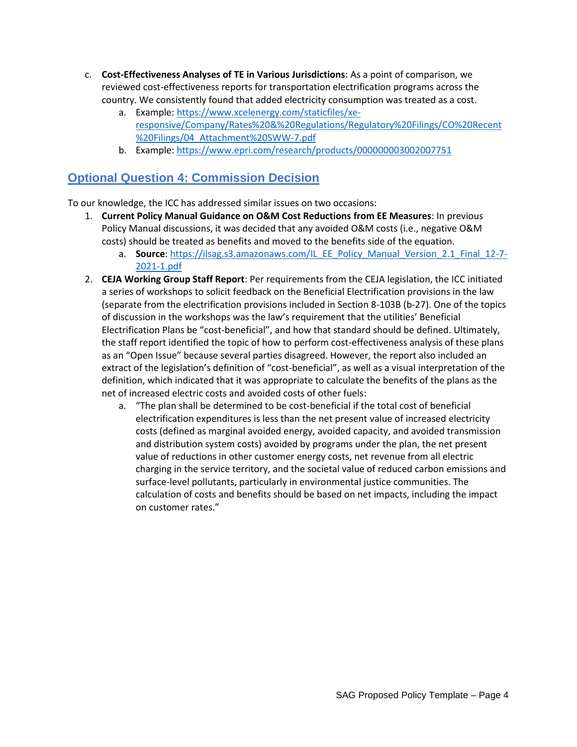c. **Cost-Effectiveness Analyses of TE in Various Jurisdictions**: As a point of comparison, we reviewed cost-effectiveness reports for transportation electrification programs across the country. We consistently found that added electricity consumption was treated as a cost.
   a. Example: https://www.xcelenergy.com/staticfiles/xe-responsive/Company/Rates%20&%20Regulations/Regulatory%20Filings/CO%20Recent%20Filings/04_Attachment%20SWW-7.pdf
   b. Example: https://www.epri.com/research/products/000000003002007751

## Optional Question 4: Commission Decision

To our knowledge, the ICC has addressed similar issues on two occasions:

1. **Current Policy Manual Guidance on O&M Cost Reductions from EE Measures**: In previous Policy Manual discussions, it was decided that any avoided O&M costs (i.e., negative O&M costs) should be treated as benefits and moved to the benefits side of the equation.
   a. **Source**: https://ilsag.s3.amazonaws.com/IL_EE_Policy_Manual_Version_2.1_Final_12-7-2021-1.pdf
2. **CEJA Working Group Staff Report**: Per requirements from the CEJA legislation, the ICC initiated a series of workshops to solicit feedback on the Beneficial Electrification provisions in the law (separate from the electrification provisions included in Section 8-103B (b-27). One of the topics of discussion in the workshops was the law's requirement that the utilities' Beneficial Electrification Plans be "cost-beneficial", and how that standard should be defined. Ultimately, the staff report identified the topic of how to perform cost-effectiveness analysis of these plans as an "Open Issue" because several parties disagreed. However, the report also included an extract of the legislation's definition of "cost-beneficial", as well as a visual interpretation of the definition, which indicated that it was appropriate to calculate the benefits of the plans as the net of increased electric costs and avoided costs of other fuels:
   a. "The plan shall be determined to be cost-beneficial if the total cost of beneficial electrification expenditures is less than the net present value of increased electricity costs (defined as marginal avoided energy, avoided capacity, and avoided transmission and distribution system costs) avoided by programs under the plan, the net present value of reductions in other customer energy costs, net revenue from all electric charging in the service territory, and the societal value of reduced carbon emissions and surface-level pollutants, particularly in environmental justice communities. The calculation of costs and benefits should be based on net impacts, including the impact on customer rates."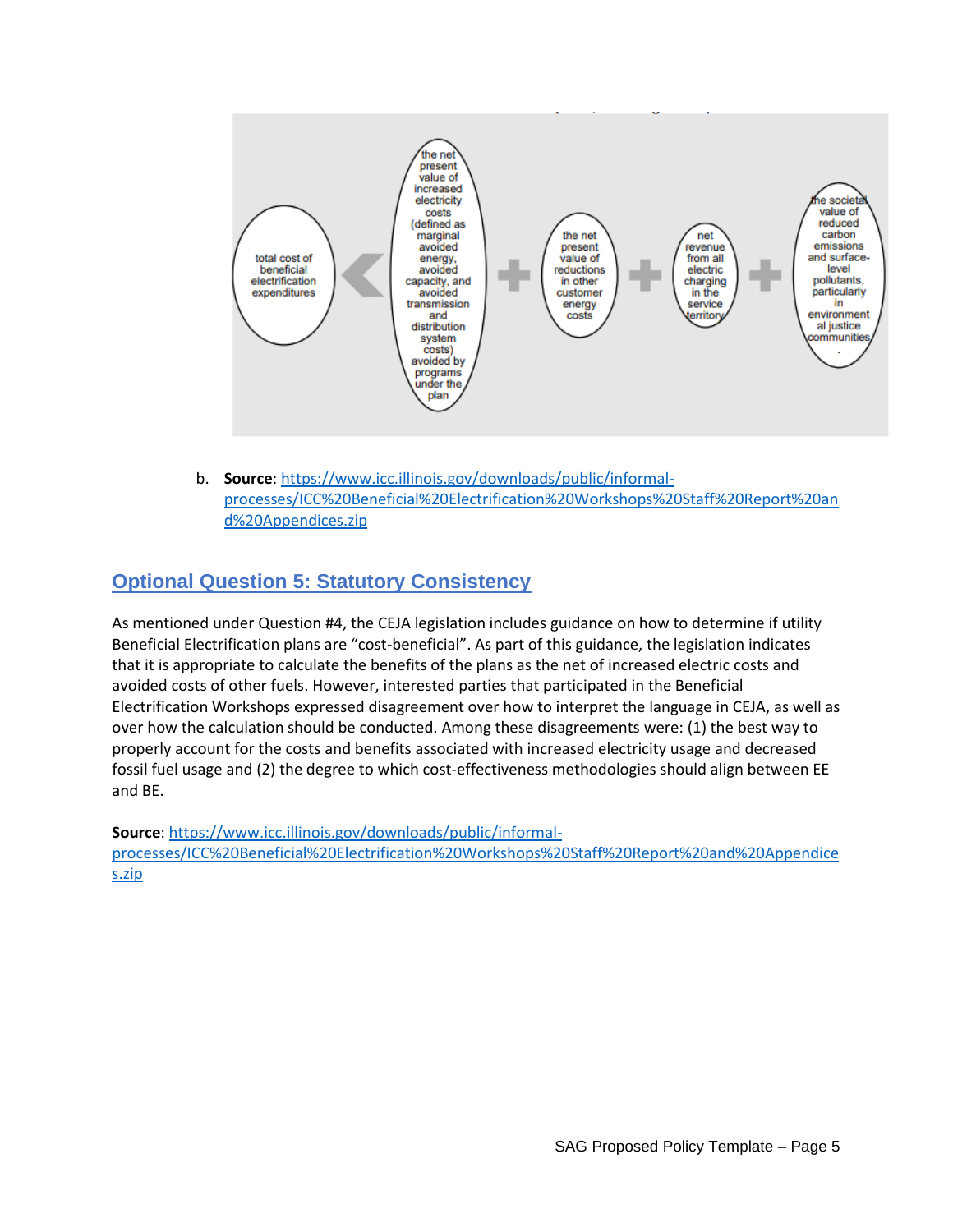total cost of beneficial electrification expenditures

<

the net present value of increased electricity costs (defined as marginal avoided energy, avoided capacity, and avoided transmission and distribution system costs) avoided by programs under the plan

+

the net present value of reductions in other customer energy costs

+

net revenue from all electric charging in the service territory

+

the societal value of reduced carbon emissions and surface-level pollutants, particularly in environmental justice communities.

b. **Source**: https://www.icc.illinois.gov/downloads/public/informal-processes/ICC%20Beneficial%20Electrification%20Workshops%20Staff%20Report%20and%20Appendices.zip

## Optional Question 5: Statutory Consistency

As mentioned under Question #4, the CEJA legislation includes guidance on how to determine if utility Beneficial Electrification plans are "cost-beneficial". As part of this guidance, the legislation indicates that it is appropriate to calculate the benefits of the plans as the net of increased electric costs and avoided costs of other fuels. However, interested parties that participated in the Beneficial Electrification Workshops expressed disagreement over how to interpret the language in CEJA, as well as over how the calculation should be conducted. Among these disagreements were: (1) the best way to properly account for the costs and benefits associated with increased electricity usage and decreased fossil fuel usage and (2) the degree to which cost-effectiveness methodologies should align between EE and BE.

**Source**: https://www.icc.illinois.gov/downloads/public/informal-processes/ICC%20Beneficial%20Electrification%20Workshops%20Staff%20Report%20and%20Appendices.zip